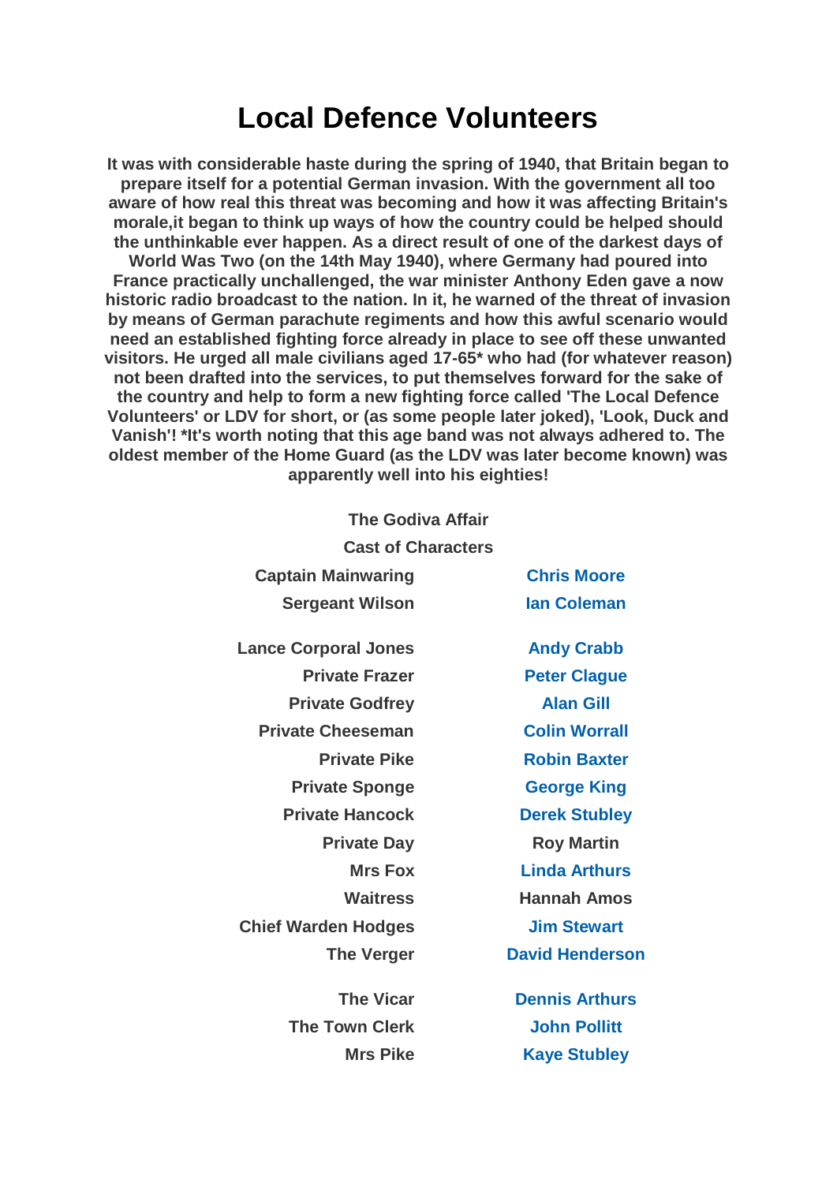# Local Defence Volunteers

**It was with considerable haste during the spring of 1940, that Britain began to prepare itself for a potential German invasion. With the government all too aware of how real this threat was becoming and how it was affecting Britain's morale,it began to think up ways of how the country could be helped should the unthinkable ever happen. As a direct result of one of the darkest days of World Was Two (on the 14th May 1940), where Germany had poured into France practically unchallenged, the war minister Anthony Eden gave a now historic radio broadcast to the nation. In it, he warned of the threat of invasion by means of German parachute regiments and how this awful scenario would need an established fighting force already in place to see off these unwanted visitors. He urged all male civilians aged 17-65* who had (for whatever reason) not been drafted into the services, to put themselves forward for the sake of the country and help to form a new fighting force called 'The Local Defence Volunteers' or LDV for short, or (as some people later joked), 'Look, Duck and Vanish'! *It's worth noting that this age band was not always adhered to. The oldest member of the Home Guard (as the LDV was later become known) was apparently well into his eighties!**

**The Godiva Affair**

**Cast of Characters**

| Character | Actor |
|---|---|
| Captain Mainwaring | Chris Moore |
| Sergeant Wilson | Ian Coleman |
| Lance Corporal Jones | Andy Crabb |
| Private Frazer | Peter Clague |
| Private Godfrey | Alan Gill |
| Private Cheeseman | Colin Worrall |
| Private Pike | Robin Baxter |
| Private Sponge | George King |
| Private Hancock | Derek Stubley |
| Private Day | Roy Martin |
| Mrs Fox | Linda Arthurs |
| Waitress | Hannah Amos |
| Chief Warden Hodges | Jim Stewart |
| The Verger | David Henderson |
| The Vicar | Dennis Arthurs |
| The Town Clerk | John Pollitt |
| Mrs Pike | Kaye Stubley |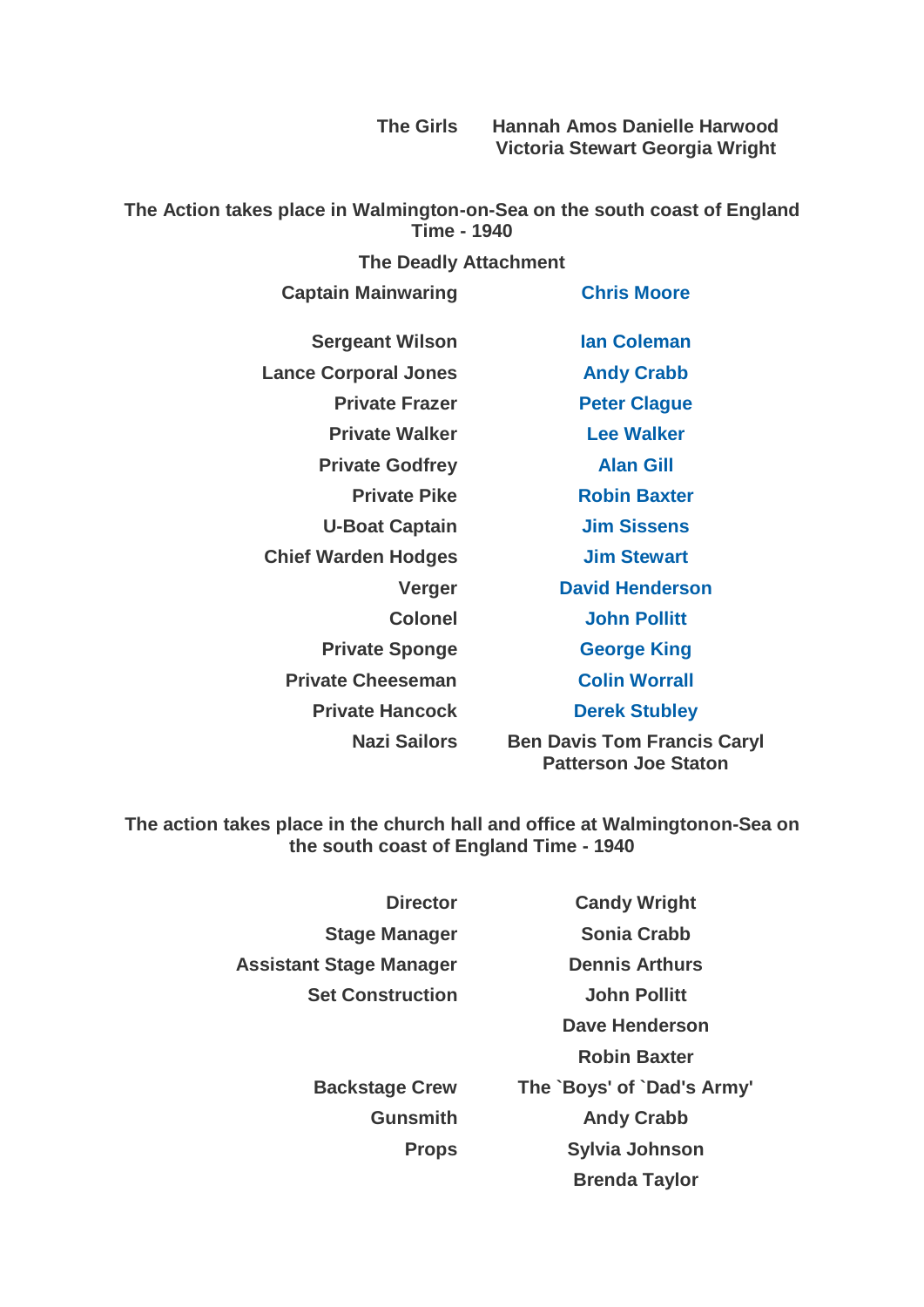| | |
|---|---|
| **The Girls** | **Hannah Amos Danielle Harwood Victoria Stewart Georgia Wright** |

**The Action takes place in Walmington-on-Sea on the south coast of England Time - 1940**

## The Deadly Attachment

| | |
|---|---|
| **Captain Mainwaring** | **Chris Moore** |
| **Sergeant Wilson** | **Ian Coleman** |
| **Lance Corporal Jones** | **Andy Crabb** |
| **Private Frazer** | **Peter Clague** |
| **Private Walker** | **Lee Walker** |
| **Private Godfrey** | **Alan Gill** |
| **Private Pike** | **Robin Baxter** |
| **U-Boat Captain** | **Jim Sissens** |
| **Chief Warden Hodges** | **Jim Stewart** |
| **Verger** | **David Henderson** |
| **Colonel** | **John Pollitt** |
| **Private Sponge** | **George King** |
| **Private Cheeseman** | **Colin Worrall** |
| **Private Hancock** | **Derek Stubley** |
| **Nazi Sailors** | **Ben Davis Tom Francis Caryl Patterson Joe Staton** |

**The action takes place in the church hall and office at Walmingtonon-Sea on the south coast of England Time - 1940**

| | |
|---|---|
| **Director** | **Candy Wright** |
| **Stage Manager** | **Sonia Crabb** |
| **Assistant Stage Manager** | **Dennis Arthurs** |
| **Set Construction** | **John Pollitt** |
| | **Dave Henderson** |
| | **Robin Baxter** |
| **Backstage Crew** | **The `Boys' of `Dad's Army'** |
| **Gunsmith** | **Andy Crabb** |
| **Props** | **Sylvia Johnson** |
| | **Brenda Taylor** |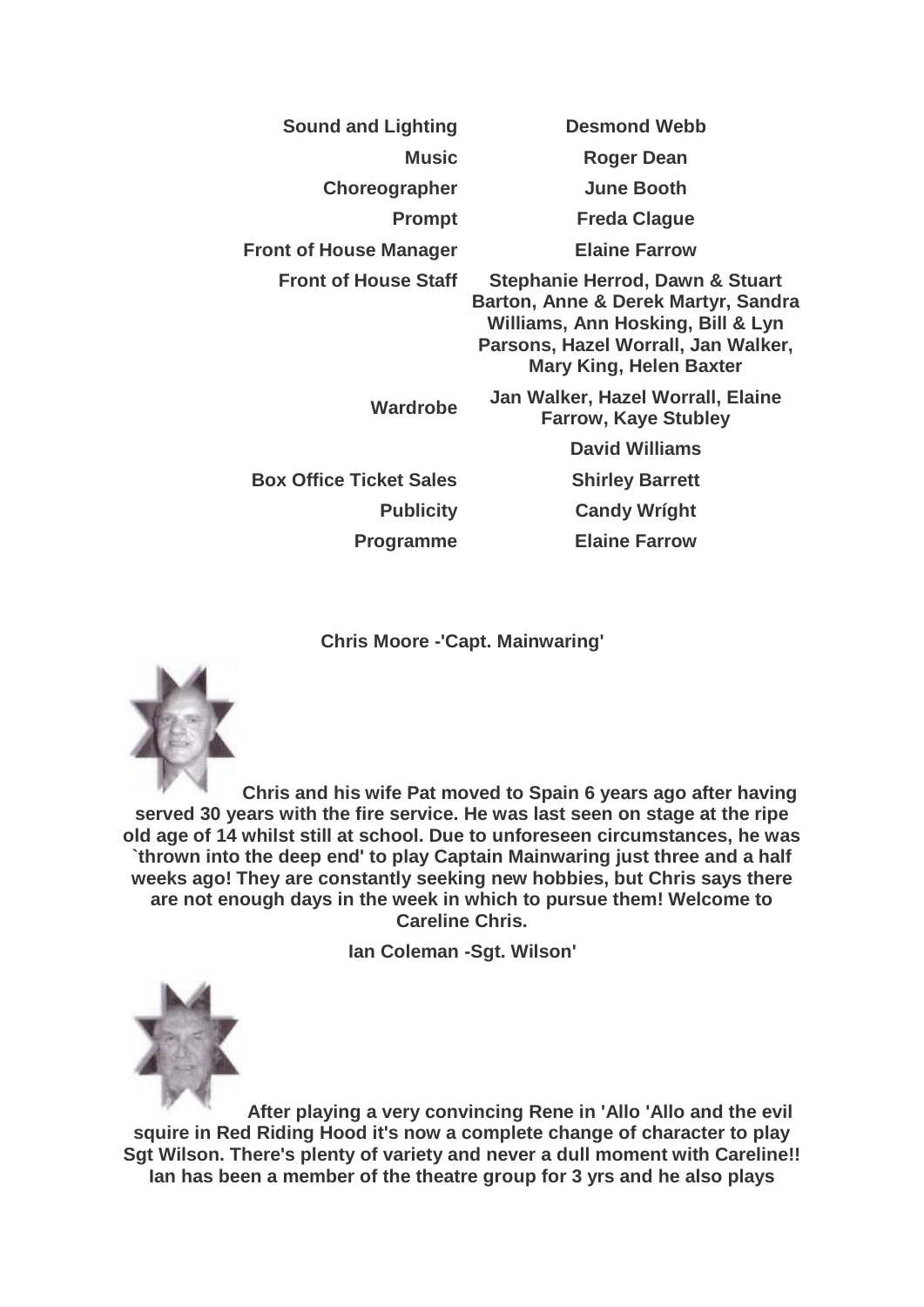| | |
|---|---|
| **Sound and Lighting** | **Desmond Webb** |
| **Music** | **Roger Dean** |
| **Choreographer** | **June Booth** |
| **Prompt** | **Freda Clague** |
| **Front of House Manager** | **Elaine Farrow** |
| **Front of House Staff** | **Stephanie Herrod, Dawn & Stuart Barton, Anne & Derek Martyr, Sandra Williams, Ann Hosking, Bill & Lyn Parsons, Hazel Worrall, Jan Walker, Mary King, Helen Baxter** |
| **Wardrobe** | **Jan Walker, Hazel Worrall, Elaine Farrow, Kaye Stubley** |
| | **David Williams** |
| **Box Office Ticket Sales** | **Shirley Barrett** |
| **Publicity** | **Candy Wríght** |
| **Programme** | **Elaine Farrow** |

**Chris Moore -'Capt. Mainwaring'**

**Chris and his wife Pat moved to Spain 6 years ago after having served 30 years with the fire service. He was last seen on stage at the ripe old age of 14 whilst still at school. Due to unforeseen circumstances, he was `thrown into the deep end' to play Captain Mainwaring just three and a half weeks ago! They are constantly seeking new hobbies, but Chris says there are not enough days in the week in which to pursue them! Welcome to Careline Chris.**

**Ian Coleman -Sgt. Wilson'**

**After playing a very convincing Rene in 'Allo 'Allo and the evil squire in Red Riding Hood it's now a complete change of character to play Sgt Wilson. There's plenty of variety and never a dull moment with Careline!! Ian has been a member of the theatre group for 3 yrs and he also plays**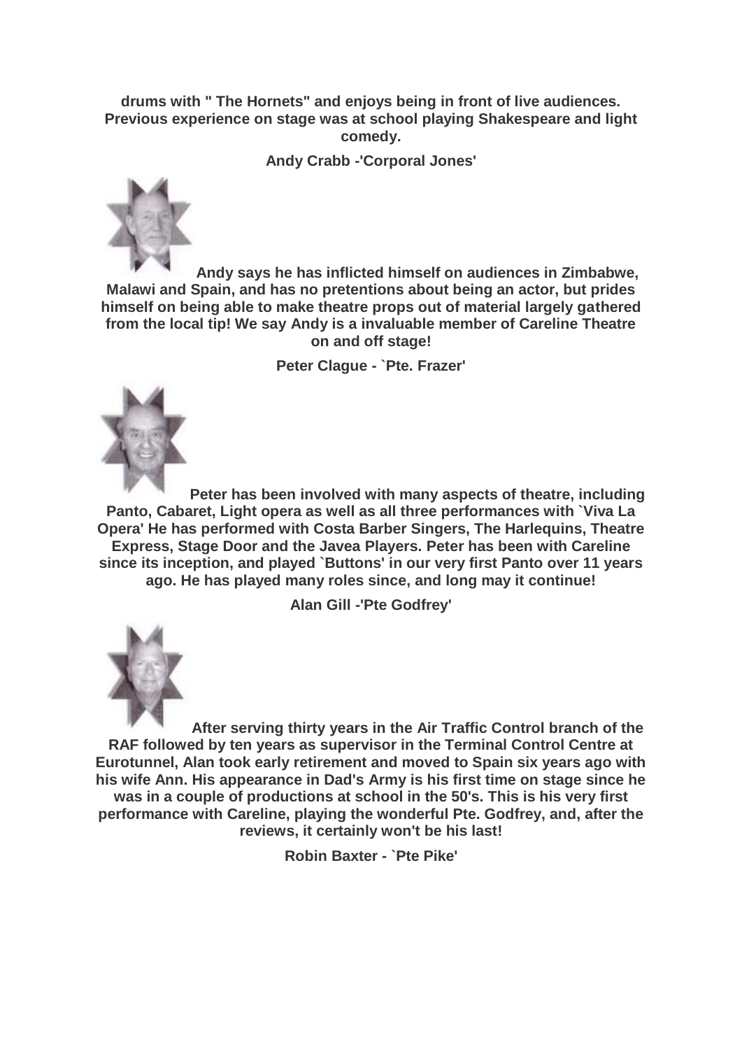**drums with " The Hornets" and enjoys being in front of live audiences. Previous experience on stage was at school playing Shakespeare and light comedy.**

**Andy Crabb -'Corporal Jones'**

**Andy says he has inflicted himself on audiences in Zimbabwe, Malawi and Spain, and has no pretentions about being an actor, but prides himself on being able to make theatre props out of material largely gathered from the local tip! We say Andy is a invaluable member of Careline Theatre on and off stage!**

**Peter Clague - `Pte. Frazer'**

**Peter has been involved with many aspects of theatre, including Panto, Cabaret, Light opera as well as all three performances with `Viva La Opera' He has performed with Costa Barber Singers, The Harlequins, Theatre Express, Stage Door and the Javea Players. Peter has been with Careline since its inception, and played `Buttons' in our very first Panto over 11 years ago. He has played many roles since, and long may it continue!**

**Alan Gill -'Pte Godfrey'**

**After serving thirty years in the Air Traffic Control branch of the RAF followed by ten years as supervisor in the Terminal Control Centre at Eurotunnel, Alan took early retirement and moved to Spain six years ago with his wife Ann. His appearance in Dad's Army is his first time on stage since he was in a couple of productions at school in the 50's. This is his very first performance with Careline, playing the wonderful Pte. Godfrey, and, after the reviews, it certainly won't be his last!**

**Robin Baxter - `Pte Pike'**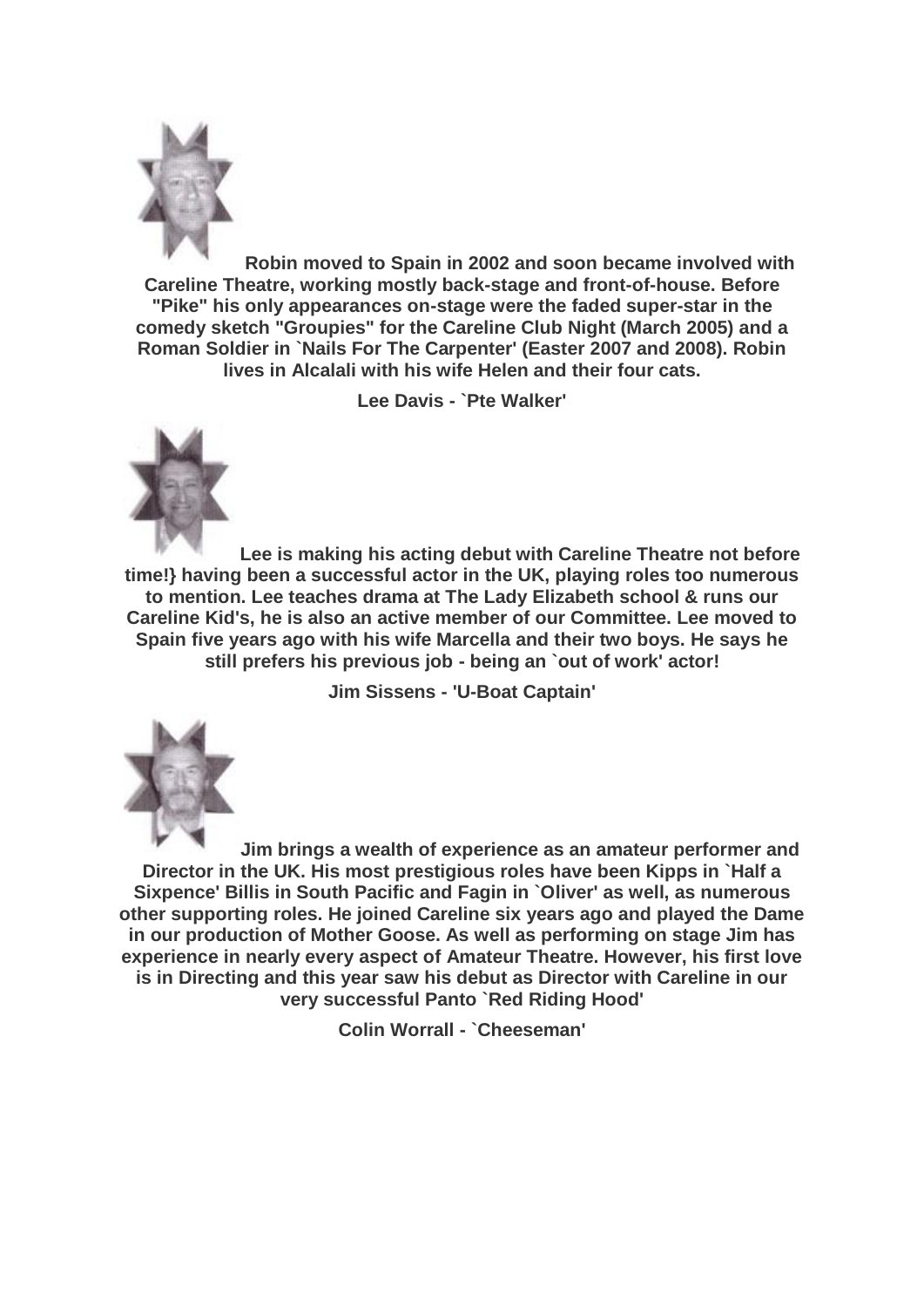**Robin moved to Spain in 2002 and soon became involved with Careline Theatre, working mostly back-stage and front-of-house. Before "Pike" his only appearances on-stage were the faded super-star in the comedy sketch "Groupies" for the Careline Club Night (March 2005) and a Roman Soldier in `Nails For The Carpenter' (Easter 2007 and 2008). Robin lives in Alcalali with his wife Helen and their four cats.**

**Lee Davis - `Pte Walker'**

**Lee is making his acting debut with Careline Theatre not before time!} having been a successful actor in the UK, playing roles too numerous to mention. Lee teaches drama at The Lady Elizabeth school & runs our Careline Kid's, he is also an active member of our Committee. Lee moved to Spain five years ago with his wife Marcella and their two boys. He says he still prefers his previous job - being an `out of work' actor!**

**Jim Sissens - 'U-Boat Captain'**

**Jim brings a wealth of experience as an amateur performer and Director in the UK. His most prestigious roles have been Kipps in `Half a Sixpence' Billis in South Pacific and Fagin in `Oliver' as well, as numerous other supporting roles. He joined Careline six years ago and played the Dame in our production of Mother Goose. As well as performing on stage Jim has experience in nearly every aspect of Amateur Theatre. However, his first love is in Directing and this year saw his debut as Director with Careline in our very successful Panto `Red Riding Hood'**

**Colin Worrall - `Cheeseman'**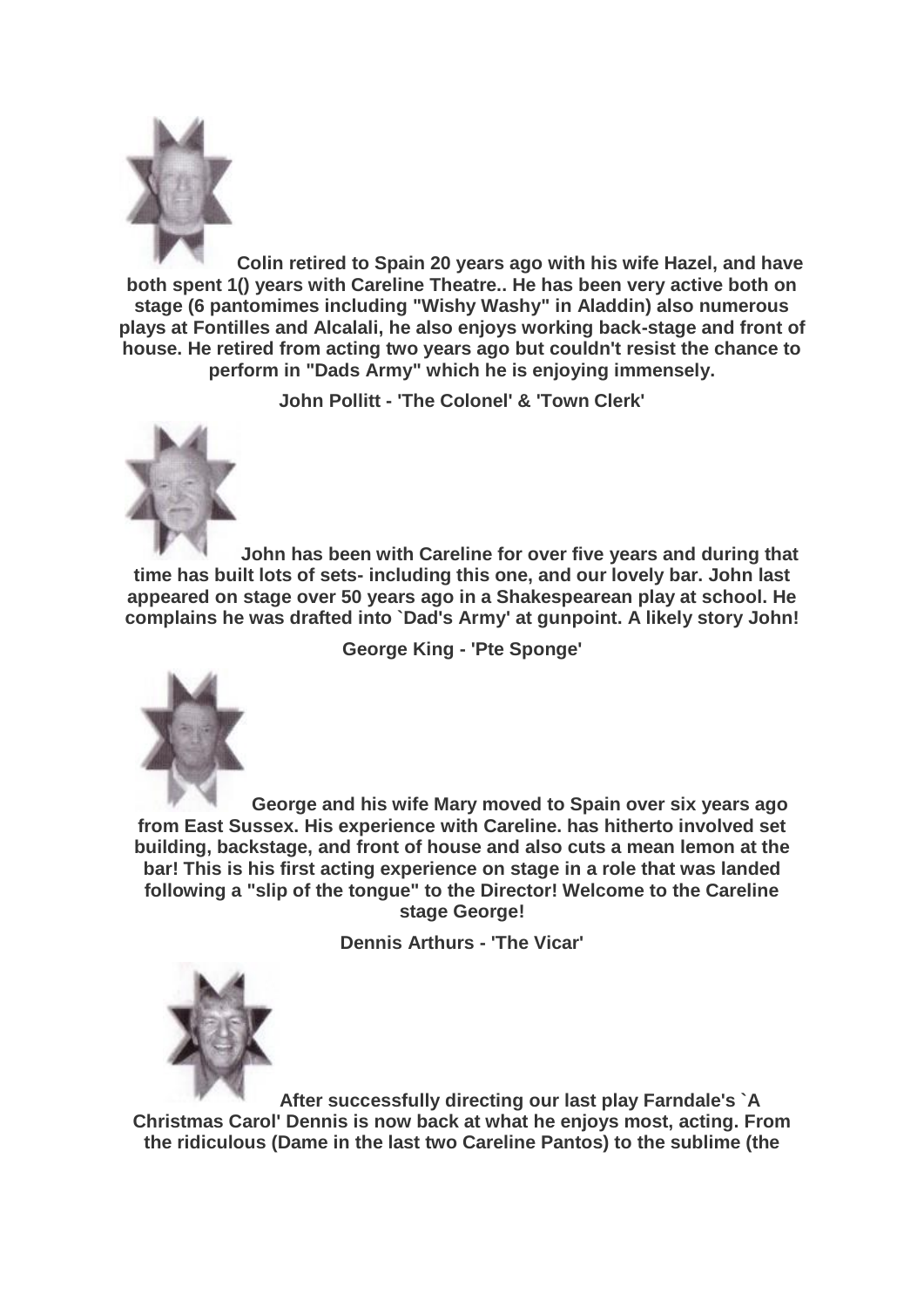**Colin retired to Spain 20 years ago with his wife Hazel, and have both spent 1() years with Careline Theatre.. He has been very active both on stage (6 pantomimes including "Wishy Washy" in Aladdin) also numerous plays at Fontilles and Alcalali, he also enjoys working back-stage and front of house. He retired from acting two years ago but couldn't resist the chance to perform in "Dads Army" which he is enjoying immensely.**

**John Pollitt - 'The Colonel' & 'Town Clerk'**

**John has been with Careline for over five years and during that time has built lots of sets- including this one, and our lovely bar. John last appeared on stage over 50 years ago in a Shakespearean play at school. He complains he was drafted into `Dad's Army' at gunpoint. A likely story John!**

**George King - 'Pte Sponge'**

**George and his wife Mary moved to Spain over six years ago from East Sussex. His experience with Careline. has hitherto involved set building, backstage, and front of house and also cuts a mean lemon at the bar! This is his first acting experience on stage in a role that was landed following a "slip of the tongue" to the Director! Welcome to the Careline stage George!**

**Dennis Arthurs - 'The Vicar'**

**After successfully directing our last play Farndale's `A Christmas Carol' Dennis is now back at what he enjoys most, acting. From the ridiculous (Dame in the last two Careline Pantos) to the sublime (the**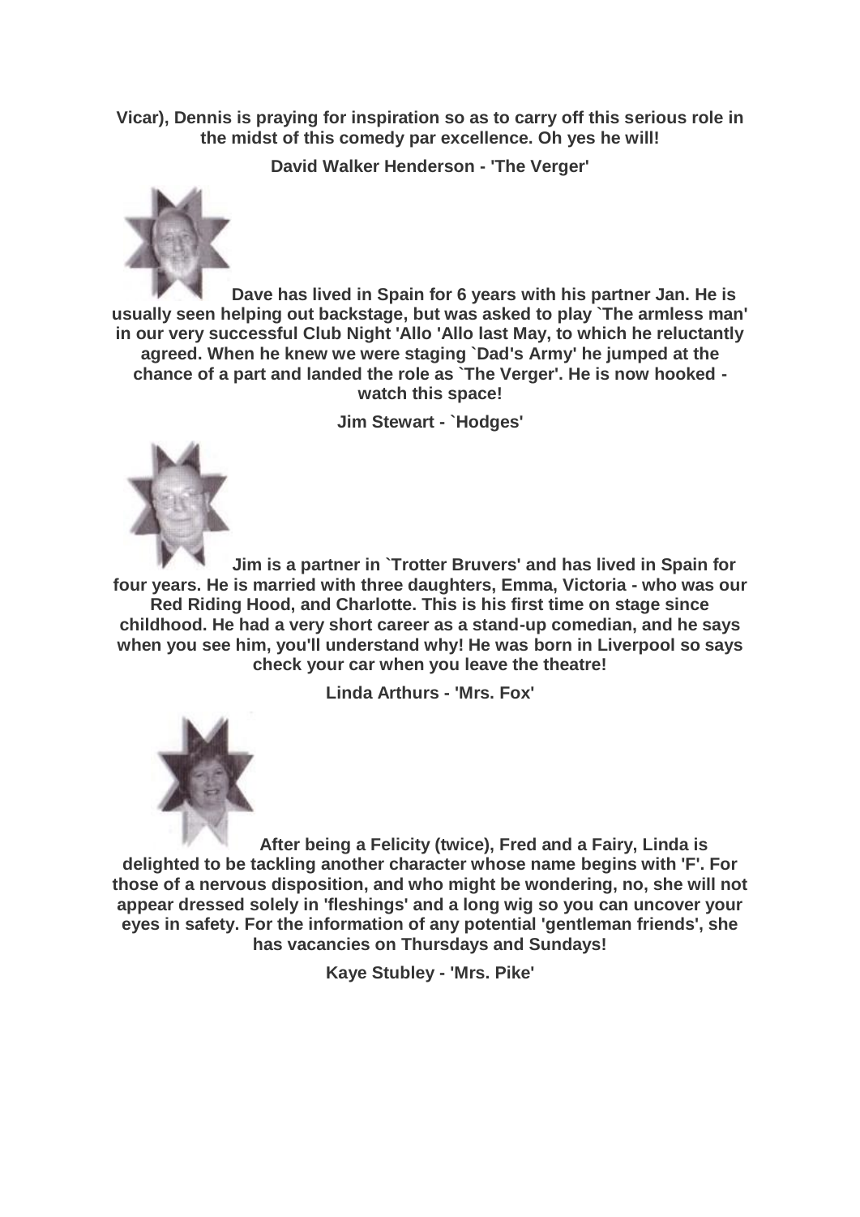**Vicar), Dennis is praying for inspiration so as to carry off this serious role in the midst of this comedy par excellence. Oh yes he will!**

**David Walker Henderson - 'The Verger'**

**Dave has lived in Spain for 6 years with his partner Jan. He is usually seen helping out backstage, but was asked to play `The armless man' in our very successful Club Night 'Allo 'Allo last May, to which he reluctantly agreed. When he knew we were staging `Dad's Army' he jumped at the chance of a part and landed the role as `The Verger'. He is now hooked - watch this space!**

**Jim Stewart - `Hodges'**

**Jim is a partner in `Trotter Bruvers' and has lived in Spain for four years. He is married with three daughters, Emma, Victoria - who was our Red Riding Hood, and Charlotte. This is his first time on stage since childhood. He had a very short career as a stand-up comedian, and he says when you see him, you'll understand why! He was born in Liverpool so says check your car when you leave the theatre!**

**Linda Arthurs - 'Mrs. Fox'**

**After being a Felicity (twice), Fred and a Fairy, Linda is delighted to be tackling another character whose name begins with 'F'. For those of a nervous disposition, and who might be wondering, no, she will not appear dressed solely in 'fleshings' and a long wig so you can uncover your eyes in safety. For the information of any potential 'gentleman friends', she has vacancies on Thursdays and Sundays!**

**Kaye Stubley - 'Mrs. Pike'**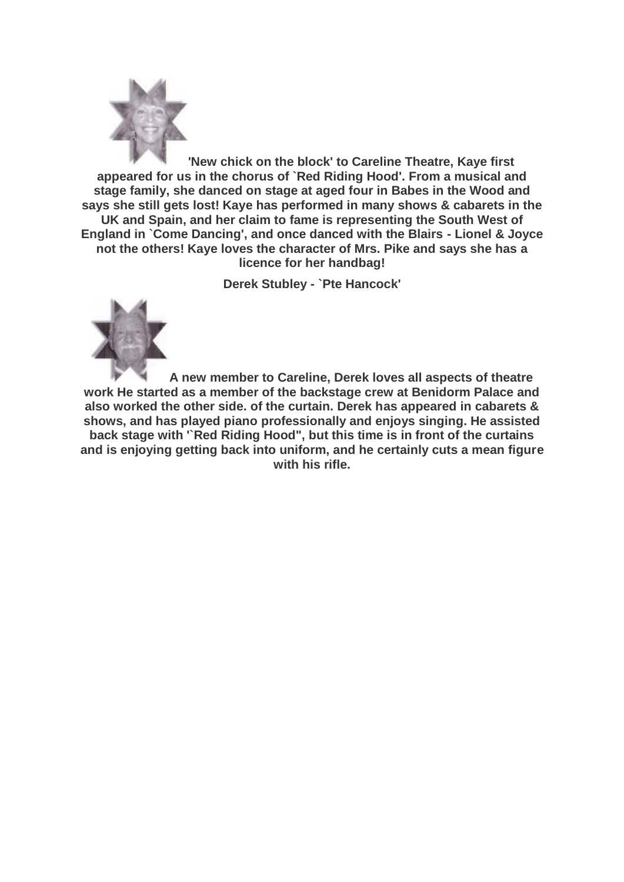**'New chick on the block' to Careline Theatre, Kaye first appeared for us in the chorus of `Red Riding Hood'. From a musical and stage family, she danced on stage at aged four in Babes in the Wood and says she still gets lost! Kaye has performed in many shows & cabarets in the UK and Spain, and her claim to fame is representing the South West of England in `Come Dancing', and once danced with the Blairs - Lionel & Joyce not the others! Kaye loves the character of Mrs. Pike and says she has a licence for her handbag!**

**Derek Stubley - `Pte Hancock'**

**A new member to Careline, Derek loves all aspects of theatre work He started as a member of the backstage crew at Benidorm Palace and also worked the other side. of the curtain. Derek has appeared in cabarets & shows, and has played piano professionally and enjoys singing. He assisted back stage with '`Red Riding Hood", but this time is in front of the curtains and is enjoying getting back into uniform, and he certainly cuts a mean figure with his rifle.**